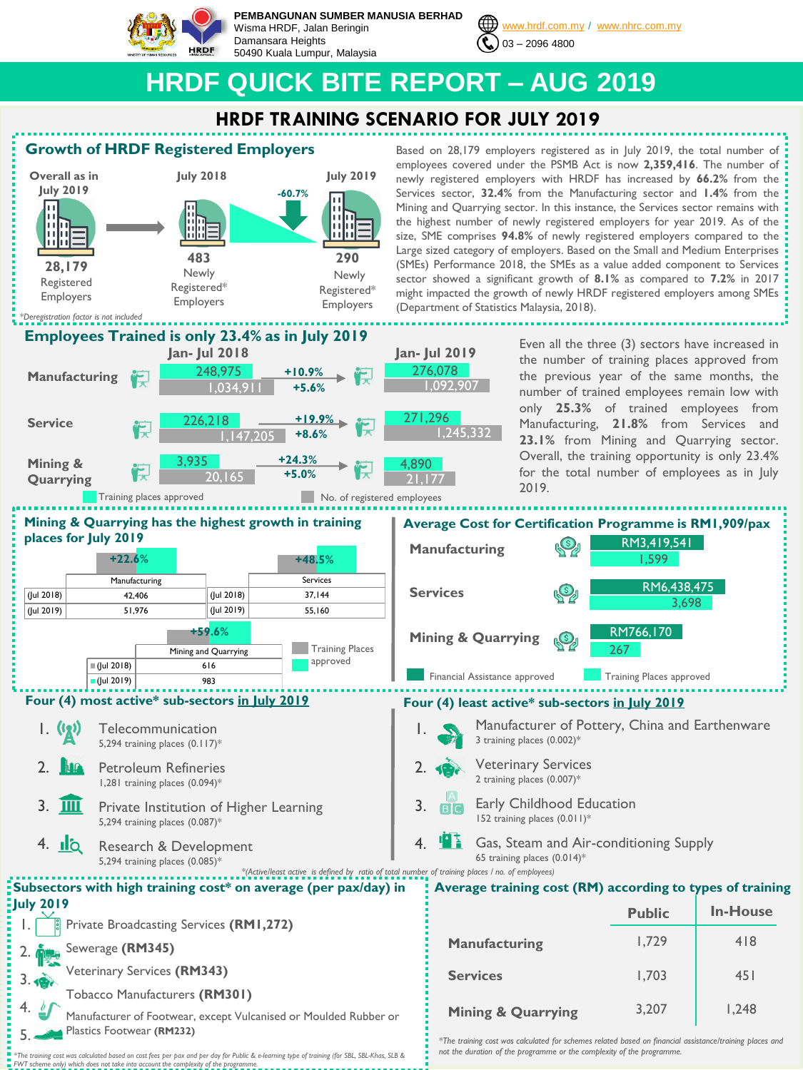PEMBANGUNAN SUMBER MANUSIA BERHAD
Wisma HRDF, Jalan Beringin
Damansara Heights
50490 Kuala Lumpur, Malaysia

www.hrdf.com.my / www.nhrc.com.my
03 – 2096 4800

# HRDF QUICK BITE REPORT – AUG 2019

## HRDF TRAINING SCENARIO FOR JULY 2019

### Growth of HRDF Registered Employers

| Overall as in July 2019 | July 2018 | | July 2019 |
|---|---|---|---|
| 28,179 Registered Employers | 483 Newly Registered* Employers | -60.7% | 290 Newly Registered* Employers |

*Deregistration factor is not included

Based on 28,179 employers registered as in July 2019, the total number of employees covered under the PSMB Act is now **2,359,416**. The number of newly registered employers with HRDF has increased by **66.2%** from the Services sector, **32.4%** from the Manufacturing sector and **1.4%** from the Mining and Quarrying sector. In this instance, the Services sector remains with the highest number of newly registered employers for year 2019. As of the size, SME comprises **94.8%** of newly registered employers compared to the Large sized category of employers. Based on the Small and Medium Enterprises (SMEs) Performance 2018, the SMEs as a value added component to Services sector showed a significant growth of **8.1%** as compared to **7.2%** in 2017 might impacted the growth of newly HRDF registered employers among SMEs (Department of Statistics Malaysia, 2018).

### Employees Trained is only 23.4% as in July 2019

| | Jan- Jul 2018 | Growth | Jan- Jul 2019 |
|---|---|---|---|
| Manufacturing – Training places approved | 248,975 | +10.9% | 276,078 |
| Manufacturing – No. of registered employees | 1,034,911 | +5.6% | 1,092,907 |
| Service – Training places approved | 226,218 | +19.9% | 271,296 |
| Service – No. of registered employees | 1,147,205 | +8.6% | 1,245,332 |
| Mining & Quarrying – Training places approved | 3,935 | +24.3% | 4,890 |
| Mining & Quarrying – No. of registered employees | 20,165 | +5.0% | 21,177 |

Even all the three (3) sectors have increased in the number of training places approved from the previous year of the same months, the number of trained employees remain low with only **25.3%** of trained employees from Manufacturing, **21.8%** from Services and **23.1%** from Mining and Quarrying sector. Overall, the training opportunity is only 23.4% for the total number of employees as in July 2019.

### Mining & Quarrying has the highest growth in training places for July 2019

Training Places approved

| | Manufacturing | Services | Mining and Quarrying |
|---|---|---|---|
| (Jul 2018) | 42,406 | 37,144 | 616 |
| (Jul 2019) | 51,976 | 55,160 | 983 |
| Growth | +22.6% | +48.5% | +59.6% |

### Average Cost for Certification Programme is RM1,909/pax

| | Financial Assistance approved | Training Places approved |
|---|---|---|
| Manufacturing | RM3,419,541 | 1,599 |
| Services | RM6,438,475 | 3,698 |
| Mining & Quarrying | RM766,170 | 267 |

### Four (4) most active* sub-sectors in July 2019

1. Telecommunication
   5,294 training places (0.117)*
2. Petroleum Refineries
   1,281 training places (0.094)*
3. Private Institution of Higher Learning
   5,294 training places (0.087)*
4. Research & Development
   5,294 training places (0.085)*

### Four (4) least active* sub-sectors in July 2019

1. Manufacturer of Pottery, China and Earthenware
   3 training places (0.002)*
2. Veterinary Services
   2 training places (0.007)*
3. Early Childhood Education
   152 training places (0.011)*
4. Gas, Steam and Air-conditioning Supply
   65 training places (0.014)*

*(Active/least active is defined by ratio of total number of training places / no. of employees)

### Subsectors with high training cost* on average (per pax/day) in July 2019

1. Private Broadcasting Services **(RM1,272)**
2. Sewerage **(RM345)**
3. Veterinary Services **(RM343)**
4. Tobacco Manufacturers **(RM301)**
5. Manufacturer of Footwear, except Vulcanised or Moulded Rubber or Plastics Footwear **(RM232)**

*The training cost was calculated based on cost fees per pax and per day for Public & e-learning type of training (for SBL, SBL-Khas, SLB & FWT scheme only) which does not take into account the complexity of the programme.

### Average training cost (RM) according to types of training

| | Public | In-House |
|---|---|---|
| Manufacturing | 1,729 | 418 |
| Services | 1,703 | 451 |
| Mining & Quarrying | 3,207 | 1,248 |

*The training cost was calculated for schemes related based on financial assistance/training places and not the duration of the programme or the complexity of the programme.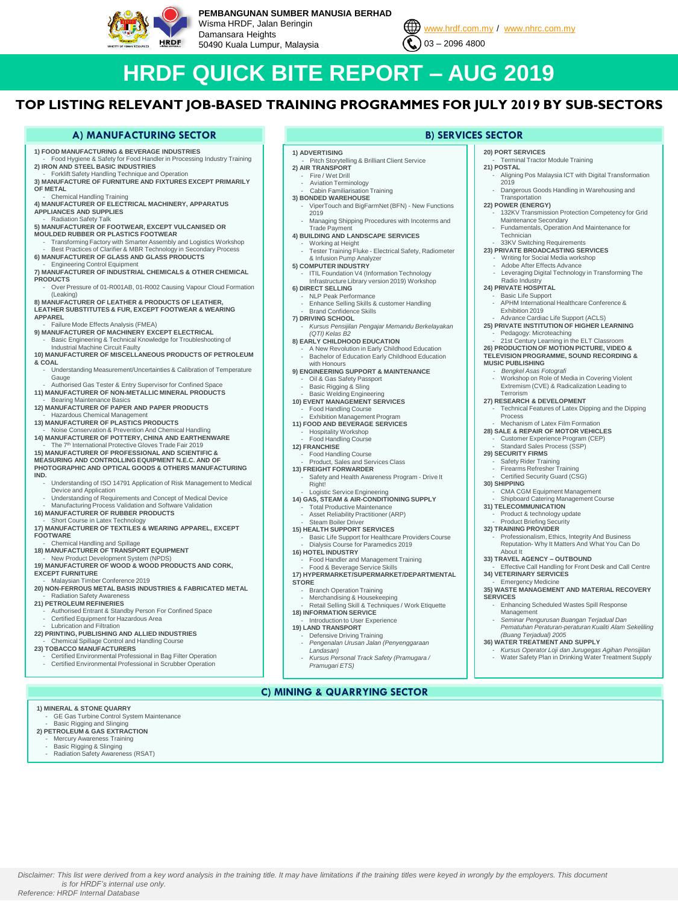PEMBANGUNAN SUMBER MANUSIA BERHAD
Wisma HRDF, Jalan Beringin
Damansara Heights
50490 Kuala Lumpur, Malaysia

www.hrdf.com.my / www.nhrc.com.my
03 – 2096 4800

# HRDF QUICK BITE REPORT – AUG 2019

## TOP LISTING RELEVANT JOB-BASED TRAINING PROGRAMMES FOR JULY 2019 BY SUB-SECTORS

### A) MANUFACTURING SECTOR

**1) FOOD MANUFACTURING & BEVERAGE INDUSTRIES**
- Food Hygiene & Safety for Food Handler in Processing Industry Training

**2) IRON AND STEEL BASIC INDUSTRIES**
- Forklift Safety Handling Technique and Operation

**3) MANUFACTURE OF FURNITURE AND FIXTURES EXCEPT PRIMARILY OF METAL**
- Chemical Handling Training

**4) MANUFACTURER OF ELECTRICAL MACHINERY, APPARATUS APPLIANCES AND SUPPLIES**
- Radiation Safety Talk

**5) MANUFACTURER OF FOOTWEAR, EXCEPT VULCANISED OR MOULDED RUBBER OR PLASTICS FOOTWEAR**
- Transforming Factory with Smarter Assembly and Logistics Workshop
- Best Practices of Clarifier & MBR Technology in Secondary Process

**6) MANUFACTURER OF GLASS AND GLASS PRODUCTS**
- Engineering Control Equipment

**7) MANUFACTURER OF INDUSTRIAL CHEMICALS & OTHER CHEMICAL PRODUCTS**
- Over Pressure of 01-R001AB, 01-R002 Causing Vapour Cloud Formation (Leaking)

**8) MANUFACTURER OF LEATHER & PRODUCTS OF LEATHER, LEATHER SUBSTITUTES & FUR, EXCEPT FOOTWEAR & WEARING APPAREL**
- Failure Mode Effects Analysis (FMEA)

**9) MANUFACTURER OF MACHINERY EXCEPT ELECTRICAL**
- Basic Engineering & Technical Knowledge for Troubleshooting of Industrial Machine Circuit Faulty

**10) MANUFACTURER OF MISCELLANEOUS PRODUCTS OF PETROLEUM & COAL**
- Understanding Measurement/Uncertainties & Calibration of Temperature Gauge
- Authorised Gas Tester & Entry Supervisor for Confined Space

**11) MANUFACTURER OF NON-METALLIC MINERAL PRODUCTS**
- Bearing Maintenance Basics

**12) MANUFACTURER OF PAPER AND PAPER PRODUCTS**
- Hazardous Chemical Management

**13) MANUFACTURER OF PLASTICS PRODUCTS**
- Noise Conservation & Prevention And Chemical Handling

**14) MANUFACTURER OF POTTERY, CHINA AND EARTHENWARE**
- The 7th International Protective Gloves Trade Fair 2019

**15) MANUFACTURER OF PROFESSIONAL AND SCIENTIFIC & MEASURING AND CONTROLLING EQUIPMENT N.E.C. AND OF PHOTOGRAPHIC AND OPTICAL GOODS & OTHERS MANUFACTURING IND.**
- Understanding of ISO 14791 Application of Risk Management to Medical Device and Application
- Understanding of Requirements and Concept of Medical Device
- Manufacturing Process Validation and Software Validation

**16) MANUFACTURER OF RUBBER PRODUCTS**
- Short Course in Latex Technology

**17) MANUFACTURER OF TEXTILES & WEARING APPAREL, EXCEPT FOOTWARE**
- Chemical Handling and Spillage

**18) MANUFACTURER OF TRANSPORT EQUIPMENT**
- New Product Development System (NPDS)

**19) MANUFACTURER OF WOOD & WOOD PRODUCTS AND CORK, EXCEPT FURNITURE**
- Malaysian Timber Conference 2019

**20) NON-FERROUS METAL BASIS INDUSTRIES & FABRICATED METAL**
- Radiation Safety Awareness

**21) PETROLEUM REFINERIES**
- Authorised Entrant & Standby Person For Confined Space
- Certified Equipment for Hazardous Area
- Lubrication and Filtration

**22) PRINTING, PUBLISHING AND ALLIED INDUSTRIES**
- Chemical Spillage Control and Handling Course

**23) TOBACCO MANUFACTURERS**
- Certified Environmental Professional in Bag Filter Operation
- Certified Environmental Professional in Scrubber Operation

### B) SERVICES SECTOR

**1) ADVERTISING**
- Pitch Storytelling & Brilliant Client Service

**2) AIR TRANSPORT**
- Fire / Wet Drill
- Aviation Terminology
- Cabin Familiarisation Training

**3) BONDED WAREHOUSE**
- ViperTouch and BigFarmNet (BFN) - New Functions 2019
- Managing Shipping Procedures with Incoterms and Trade Payment

**4) BUILDING AND LANDSCAPE SERVICES**
- Working at Height
- Tester Training Fluke - Electrical Safety, Radiometer & Infusion Pump Analyzer

**5) COMPUTER INDUSTRY**
- ITIL Foundation V4 (Information Technology Infrastructure Library version 2019) Workshop

**6) DIRECT SELLING**
- NLP Peak Performance
- Enhance Selling Skills & customer Handling
- Brand Confidence Skills

**7) DRIVING SCHOOL**
- *Kursus Pensijilan Pengajar Memandu Berkelayakan (QTI) Kelas B2*

**8) EARLY CHILDHOOD EDUCATION**
- A New Revolution in Early Childhood Education
- Bachelor of Education Early Childhood Education with Honours

**9) ENGINEERING SUPPORT & MAINTENANCE**
- Oil & Gas Safety Passport
- Basic Rigging & Sling
- Basic Welding Engineering

**10) EVENT MANAGEMENT SERVICES**
- Food Handling Course
- Exhibition Management Program

**11) FOOD AND BEVERAGE SERVICES**
- Hospitality Workshop
- Food Handling Course

**12) FRANCHISE**
- Food Handling Course
- Product, Sales and Services Class

**13) FREIGHT FORWARDER**
- Safety and Health Awareness Program - Drive It Right!
- Logistic Service Engineering

**14) GAS, STEAM & AIR-CONDITIONING SUPPLY**
- Total Productive Maintenance
- Asset Reliability Practitioner (ARP)
- Steam Boiler Driver

**15) HEALTH SUPPORT SERVICES**
- Basic Life Support for Healthcare Providers Course
- Dialysis Course for Paramedics 2019

**16) HOTEL INDUSTRY**
- Food Handler and Management Training
- Food & Beverage Service Skills

**17) HYPERMARKET/SUPERMARKET/DEPARTMENTAL STORE**
- Branch Operation Training
- Merchandising & Housekeeping
- Retail Selling Skill & Techniques / Work Etiquette

**18) INFORMATION SERVICE**
- Introduction to User Experience

**19) LAND TRANSPORT**
- Defensive Driving Training
- *Pengenalan Urusan Jalan (Penyenggaraan Landasan)*
- *Kursus Personal Track Safety (Pramugara / Pramugari ETS)*

**20) PORT SERVICES**
- Terminal Tractor Module Training

**21) POSTAL**
- Aligning Pos Malaysia ICT with Digital Transformation 2019
- Dangerous Goods Handling in Warehousing and Transportation

**22) POWER (ENERGY)**
- 132KV Transmission Protection Competency for Grid Maintenance Secondary
- Fundamentals, Operation And Maintenance for Technician
- 33KV Switching Requirements

**23) PRIVATE BROADCASTING SERVICES**
- Writing for Social Media workshop
- Adobe After Effects Advance
- Leveraging Digital Technology in Transforming The Radio Industry

**24) PRIVATE HOSPITAL**
- Basic Life Support
- APHM International Healthcare Conference & Exhibition 2019
- Advance Cardiac Life Support (ACLS)

**25) PRIVATE INSTITUTION OF HIGHER LEARNING**
- Pedagogy: Microteaching
- 21st Century Learning in the ELT Classroom

**26) PRODUCTION OF MOTION PICTURE, VIDEO & TELEVISION PROGRAMME, SOUND RECORDING & MUSIC PUBLISHING**
- *Bengkel Asas Fotografi*
- Workshop on Role of Media in Covering Violent Extremism (CVE) & Radicalization Leading to Terrorism

**27) RESEARCH & DEVELOPMENT**
- Technical Features of Latex Dipping and the Dipping Process
- Mechanism of Latex Film Formation

**28) SALE & REPAIR OF MOTOR VEHICLES**
- Customer Experience Program (CEP)
- Standard Sales Process (SSP)

**29) SECURITY FIRMS**
- Safety Rider Training
- Firearms Refresher Training
- Certified Security Guard (CSG)

**30) SHIPPING**
- CMA CGM Equipment Management
- Shipboard Catering Management Course

**31) TELECOMMUNICATION**
- Product & technology update
- Product Briefing Security

**32) TRAINING PROVIDER**
- Professionalism, Ethics, Integrity And Business Reputation- Why It Matters And What You Can Do About It

**33) TRAVEL AGENCY – OUTBOUND**
- Effective Call Handling for Front Desk and Call Centre

**34) VETERINARY SERVICES**
- Emergency Medicine

**35) WASTE MANAGEMENT AND MATERIAL RECOVERY SERVICES**
- Enhancing Scheduled Wastes Spill Response Management
- *Seminar Pengurusan Buangan Terjadual Dan Pematuhan Peraturan-peraturan Kualiti Alam Sekeliling (Buang Terjadual) 2005*

**36) WATER TREATMENT AND SUPPLY**
- *Kursus Operator Loji dan Jurugegas Agihan Pensijilan*
- Water Safety Plan in Drinking Water Treatment Supply

### C) MINING & QUARRYING SECTOR

**1) MINERAL & STONE QUARRY**
- GE Gas Turbine Control System Maintenance
- Basic Rigging and Slinging

**2) PETROLEUM & GAS EXTRACTION**
- Mercury Awareness Training
- Basic Rigging & Slinging
- Radiation Safety Awareness (RSAT)

*Disclaimer: This list were derived from a key word analysis in the training title. It may have limitations if the training titles were keyed in wrongly by the employers. This document is for HRDF's internal use only.*
*Reference: HRDF Internal Database*